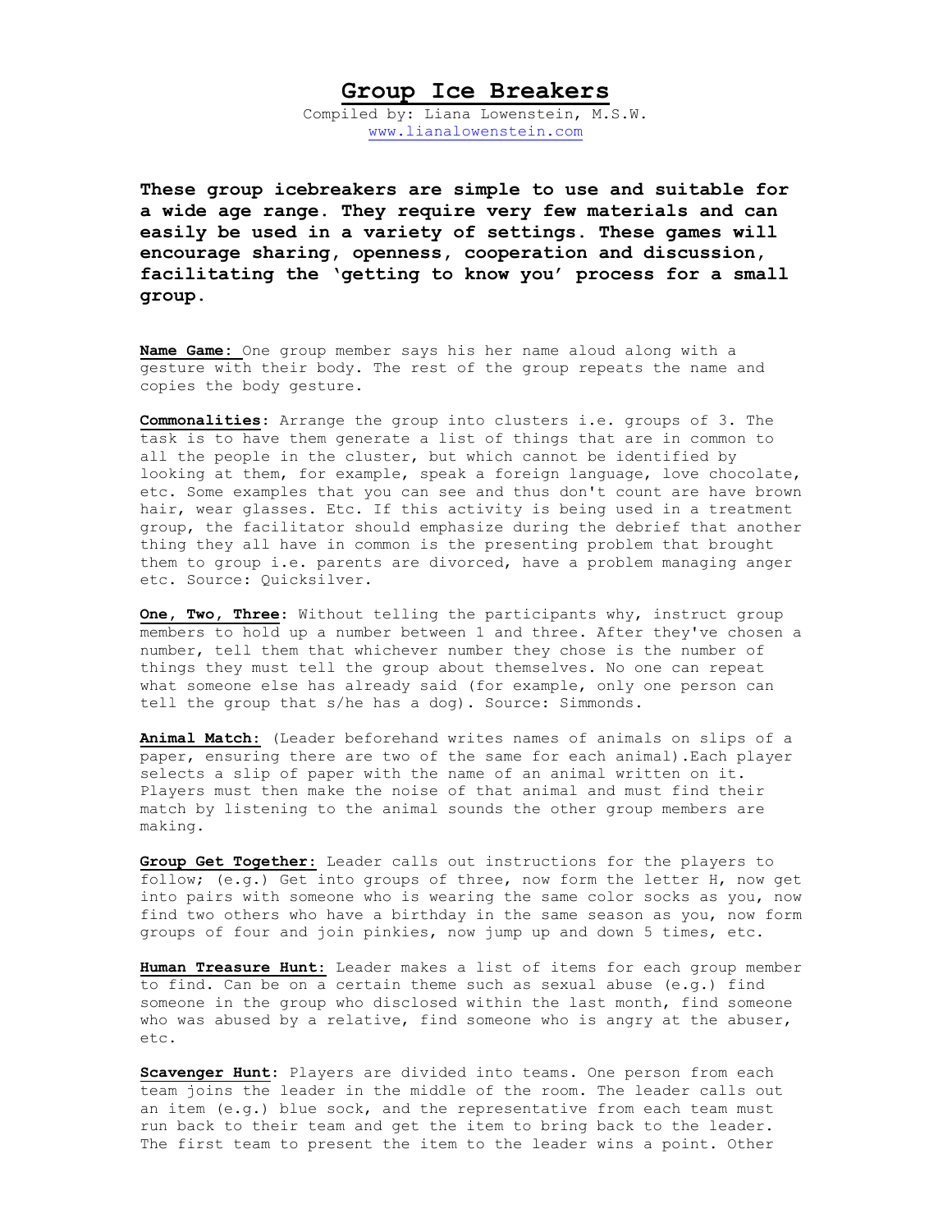# Group Ice Breakers

Compiled by: Liana Lowenstein, M.S.W.
www.lianalowenstein.com

**These group icebreakers are simple to use and suitable for a wide age range. They require very few materials and can easily be used in a variety of settings. These games will encourage sharing, openness, cooperation and discussion, facilitating the 'getting to know you' process for a small group.**

**Name Game:** One group member says his her name aloud along with a gesture with their body. The rest of the group repeats the name and copies the body gesture.

**Commonalities:** Arrange the group into clusters i.e. groups of 3. The task is to have them generate a list of things that are in common to all the people in the cluster, but which cannot be identified by looking at them, for example, speak a foreign language, love chocolate, etc. Some examples that you can see and thus don't count are have brown hair, wear glasses. Etc. If this activity is being used in a treatment group, the facilitator should emphasize during the debrief that another thing they all have in common is the presenting problem that brought them to group i.e. parents are divorced, have a problem managing anger etc. Source: Quicksilver.

**One, Two, Three:** Without telling the participants why, instruct group members to hold up a number between 1 and three. After they've chosen a number, tell them that whichever number they chose is the number of things they must tell the group about themselves. No one can repeat what someone else has already said (for example, only one person can tell the group that s/he has a dog). Source: Simmonds.

**Animal Match:** (Leader beforehand writes names of animals on slips of a paper, ensuring there are two of the same for each animal).Each player selects a slip of paper with the name of an animal written on it. Players must then make the noise of that animal and must find their match by listening to the animal sounds the other group members are making.

**Group Get Together:** Leader calls out instructions for the players to follow; (e.g.) Get into groups of three, now form the letter H, now get into pairs with someone who is wearing the same color socks as you, now find two others who have a birthday in the same season as you, now form groups of four and join pinkies, now jump up and down 5 times, etc.

**Human Treasure Hunt:** Leader makes a list of items for each group member to find. Can be on a certain theme such as sexual abuse (e.g.) find someone in the group who disclosed within the last month, find someone who was abused by a relative, find someone who is angry at the abuser, etc.

**Scavenger Hunt:** Players are divided into teams. One person from each team joins the leader in the middle of the room. The leader calls out an item (e.g.) blue sock, and the representative from each team must run back to their team and get the item to bring back to the leader. The first team to present the item to the leader wins a point. Other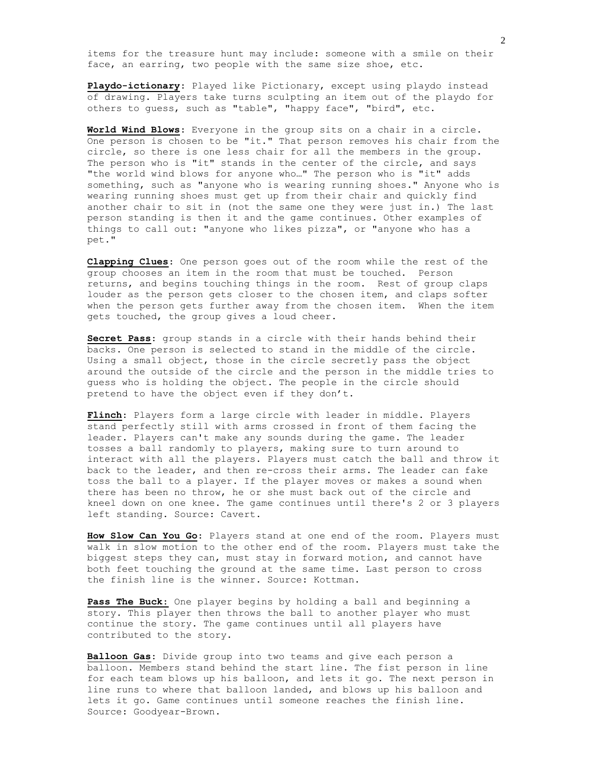items for the treasure hunt may include: someone with a smile on their face, an earring, two people with the same size shoe, etc.

**Playdo-ictionary**: Played like Pictionary, except using playdo instead of drawing. Players take turns sculpting an item out of the playdo for others to guess, such as "table", "happy face", "bird", etc.

**World Wind Blows**: Everyone in the group sits on a chair in a circle. One person is chosen to be "it." That person removes his chair from the circle, so there is one less chair for all the members in the group. The person who is "it" stands in the center of the circle, and says "the world wind blows for anyone who…" The person who is "it" adds something, such as "anyone who is wearing running shoes." Anyone who is wearing running shoes must get up from their chair and quickly find another chair to sit in (not the same one they were just in.) The last person standing is then it and the game continues. Other examples of things to call out: "anyone who likes pizza", or "anyone who has a pet."

**Clapping Clues**: One person goes out of the room while the rest of the group chooses an item in the room that must be touched. Person returns, and begins touching things in the room. Rest of group claps louder as the person gets closer to the chosen item, and claps softer when the person gets further away from the chosen item. When the item gets touched, the group gives a loud cheer.

**Secret Pass**: group stands in a circle with their hands behind their backs. One person is selected to stand in the middle of the circle. Using a small object, those in the circle secretly pass the object around the outside of the circle and the person in the middle tries to guess who is holding the object. The people in the circle should pretend to have the object even if they don't.

**Flinch**: Players form a large circle with leader in middle. Players stand perfectly still with arms crossed in front of them facing the leader. Players can't make any sounds during the game. The leader tosses a ball randomly to players, making sure to turn around to interact with all the players. Players must catch the ball and throw it back to the leader, and then re-cross their arms. The leader can fake toss the ball to a player. If the player moves or makes a sound when there has been no throw, he or she must back out of the circle and kneel down on one knee. The game continues until there's 2 or 3 players left standing. Source: Cavert.

**How Slow Can You Go**: Players stand at one end of the room. Players must walk in slow motion to the other end of the room. Players must take the biggest steps they can, must stay in forward motion, and cannot have both feet touching the ground at the same time. Last person to cross the finish line is the winner. Source: Kottman.

**Pass The Buck**: One player begins by holding a ball and beginning a story. This player then throws the ball to another player who must continue the story. The game continues until all players have contributed to the story.

**Balloon Gas**: Divide group into two teams and give each person a balloon. Members stand behind the start line. The fist person in line for each team blows up his balloon, and lets it go. The next person in line runs to where that balloon landed, and blows up his balloon and lets it go. Game continues until someone reaches the finish line. Source: Goodyear-Brown.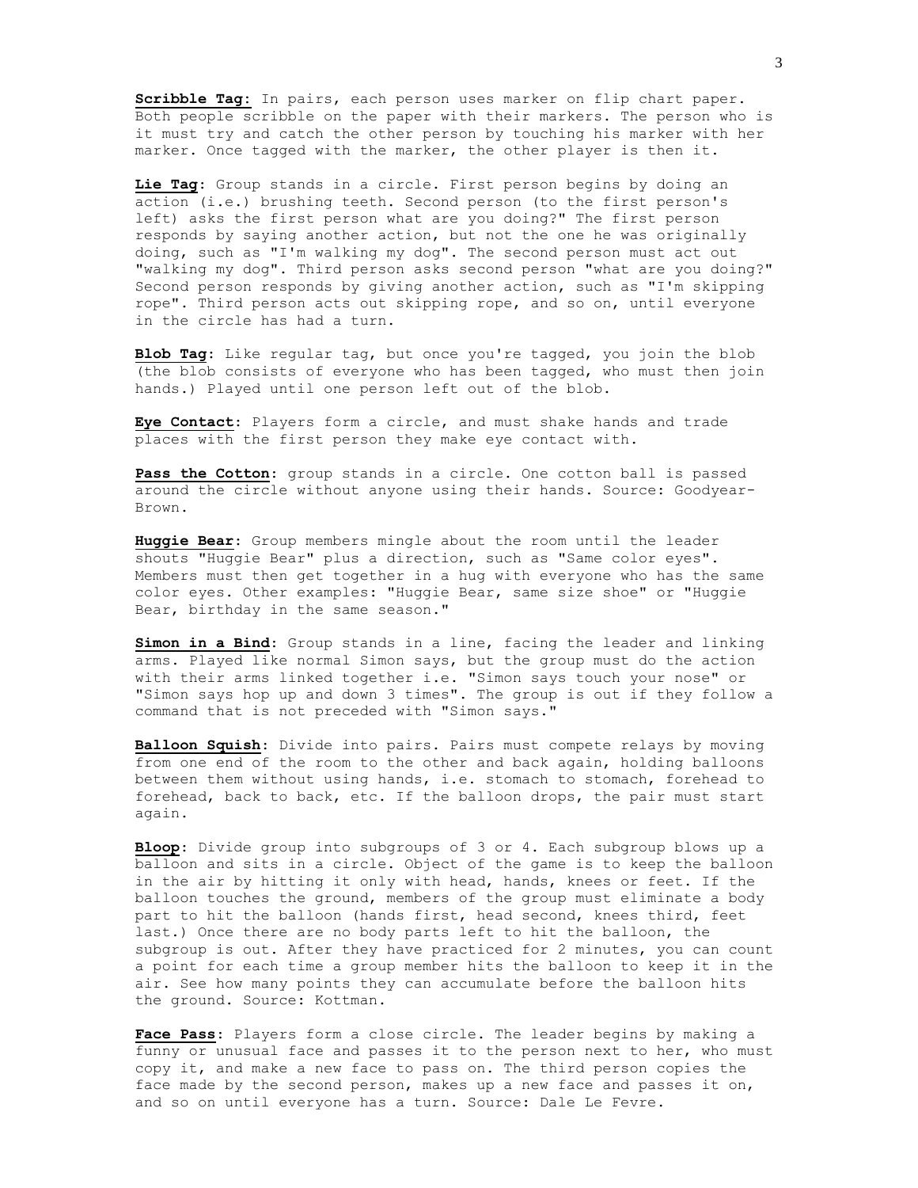**Scribble Tag**: In pairs, each person uses marker on flip chart paper. Both people scribble on the paper with their markers. The person who is it must try and catch the other person by touching his marker with her marker. Once tagged with the marker, the other player is then it.

**Lie Tag**: Group stands in a circle. First person begins by doing an action (i.e.) brushing teeth. Second person (to the first person's left) asks the first person what are you doing?" The first person responds by saying another action, but not the one he was originally doing, such as "I'm walking my dog". The second person must act out "walking my dog". Third person asks second person "what are you doing?" Second person responds by giving another action, such as "I'm skipping rope". Third person acts out skipping rope, and so on, until everyone in the circle has had a turn.

**Blob Tag**: Like regular tag, but once you're tagged, you join the blob (the blob consists of everyone who has been tagged, who must then join hands.) Played until one person left out of the blob.

**Eye Contact**: Players form a circle, and must shake hands and trade places with the first person they make eye contact with.

**Pass the Cotton**: group stands in a circle. One cotton ball is passed around the circle without anyone using their hands. Source: Goodyear-Brown.

**Huggie Bear**: Group members mingle about the room until the leader shouts "Huggie Bear" plus a direction, such as "Same color eyes". Members must then get together in a hug with everyone who has the same color eyes. Other examples: "Huggie Bear, same size shoe" or "Huggie Bear, birthday in the same season."

**Simon in a Bind**: Group stands in a line, facing the leader and linking arms. Played like normal Simon says, but the group must do the action with their arms linked together i.e. "Simon says touch your nose" or "Simon says hop up and down 3 times". The group is out if they follow a command that is not preceded with "Simon says."

**Balloon Squish**: Divide into pairs. Pairs must compete relays by moving from one end of the room to the other and back again, holding balloons between them without using hands, i.e. stomach to stomach, forehead to forehead, back to back, etc. If the balloon drops, the pair must start again.

**Bloop**: Divide group into subgroups of 3 or 4. Each subgroup blows up a balloon and sits in a circle. Object of the game is to keep the balloon in the air by hitting it only with head, hands, knees or feet. If the balloon touches the ground, members of the group must eliminate a body part to hit the balloon (hands first, head second, knees third, feet last.) Once there are no body parts left to hit the balloon, the subgroup is out. After they have practiced for 2 minutes, you can count a point for each time a group member hits the balloon to keep it in the air. See how many points they can accumulate before the balloon hits the ground. Source: Kottman.

**Face Pass**: Players form a close circle. The leader begins by making a funny or unusual face and passes it to the person next to her, who must copy it, and make a new face to pass on. The third person copies the face made by the second person, makes up a new face and passes it on, and so on until everyone has a turn. Source: Dale Le Fevre.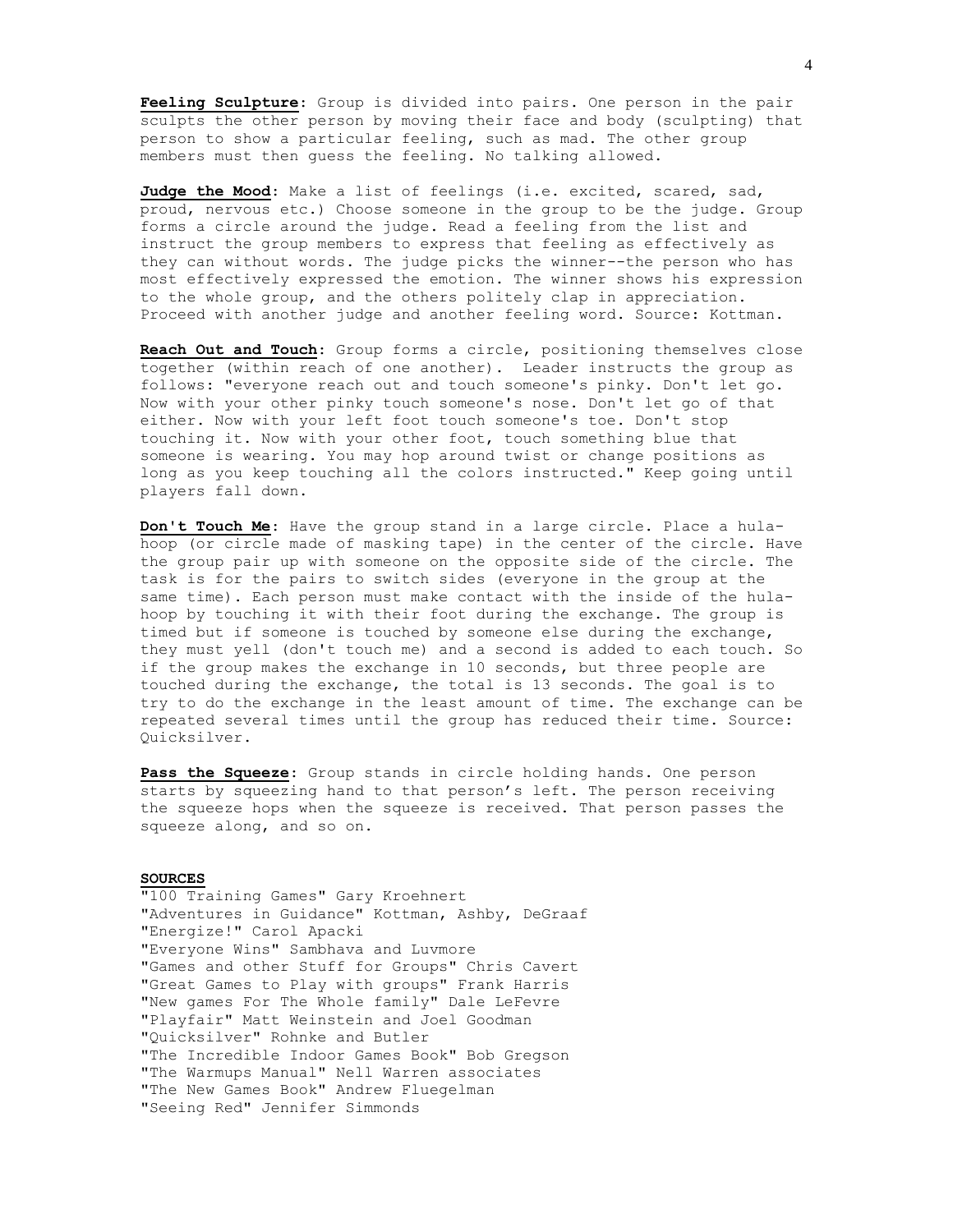**Feeling Sculpture**: Group is divided into pairs. One person in the pair sculpts the other person by moving their face and body (sculpting) that person to show a particular feeling, such as mad. The other group members must then guess the feeling. No talking allowed.

**Judge the Mood**: Make a list of feelings (i.e. excited, scared, sad, proud, nervous etc.) Choose someone in the group to be the judge. Group forms a circle around the judge. Read a feeling from the list and instruct the group members to express that feeling as effectively as they can without words. The judge picks the winner--the person who has most effectively expressed the emotion. The winner shows his expression to the whole group, and the others politely clap in appreciation. Proceed with another judge and another feeling word. Source: Kottman.

**Reach Out and Touch**: Group forms a circle, positioning themselves close together (within reach of one another). Leader instructs the group as follows: "everyone reach out and touch someone's pinky. Don't let go. Now with your other pinky touch someone's nose. Don't let go of that either. Now with your left foot touch someone's toe. Don't stop touching it. Now with your other foot, touch something blue that someone is wearing. You may hop around twist or change positions as long as you keep touching all the colors instructed." Keep going until players fall down.

**Don't Touch Me**: Have the group stand in a large circle. Place a hula-hoop (or circle made of masking tape) in the center of the circle. Have the group pair up with someone on the opposite side of the circle. The task is for the pairs to switch sides (everyone in the group at the same time). Each person must make contact with the inside of the hula-hoop by touching it with their foot during the exchange. The group is timed but if someone is touched by someone else during the exchange, they must yell (don't touch me) and a second is added to each touch. So if the group makes the exchange in 10 seconds, but three people are touched during the exchange, the total is 13 seconds. The goal is to try to do the exchange in the least amount of time. The exchange can be repeated several times until the group has reduced their time. Source: Quicksilver.

**Pass the Squeeze**: Group stands in circle holding hands. One person starts by squeezing hand to that person's left. The person receiving the squeeze hops when the squeeze is received. That person passes the squeeze along, and so on.

**SOURCES**

"100 Training Games" Gary Kroehnert
"Adventures in Guidance" Kottman, Ashby, DeGraaf
"Energize!" Carol Apacki
"Everyone Wins" Sambhava and Luvmore
"Games and other Stuff for Groups" Chris Cavert
"Great Games to Play with groups" Frank Harris
"New games For The Whole family" Dale LeFevre
"Playfair" Matt Weinstein and Joel Goodman
"Quicksilver" Rohnke and Butler
"The Incredible Indoor Games Book" Bob Gregson
"The Warmups Manual" Nell Warren associates
"The New Games Book" Andrew Fluegelman
"Seeing Red" Jennifer Simmonds